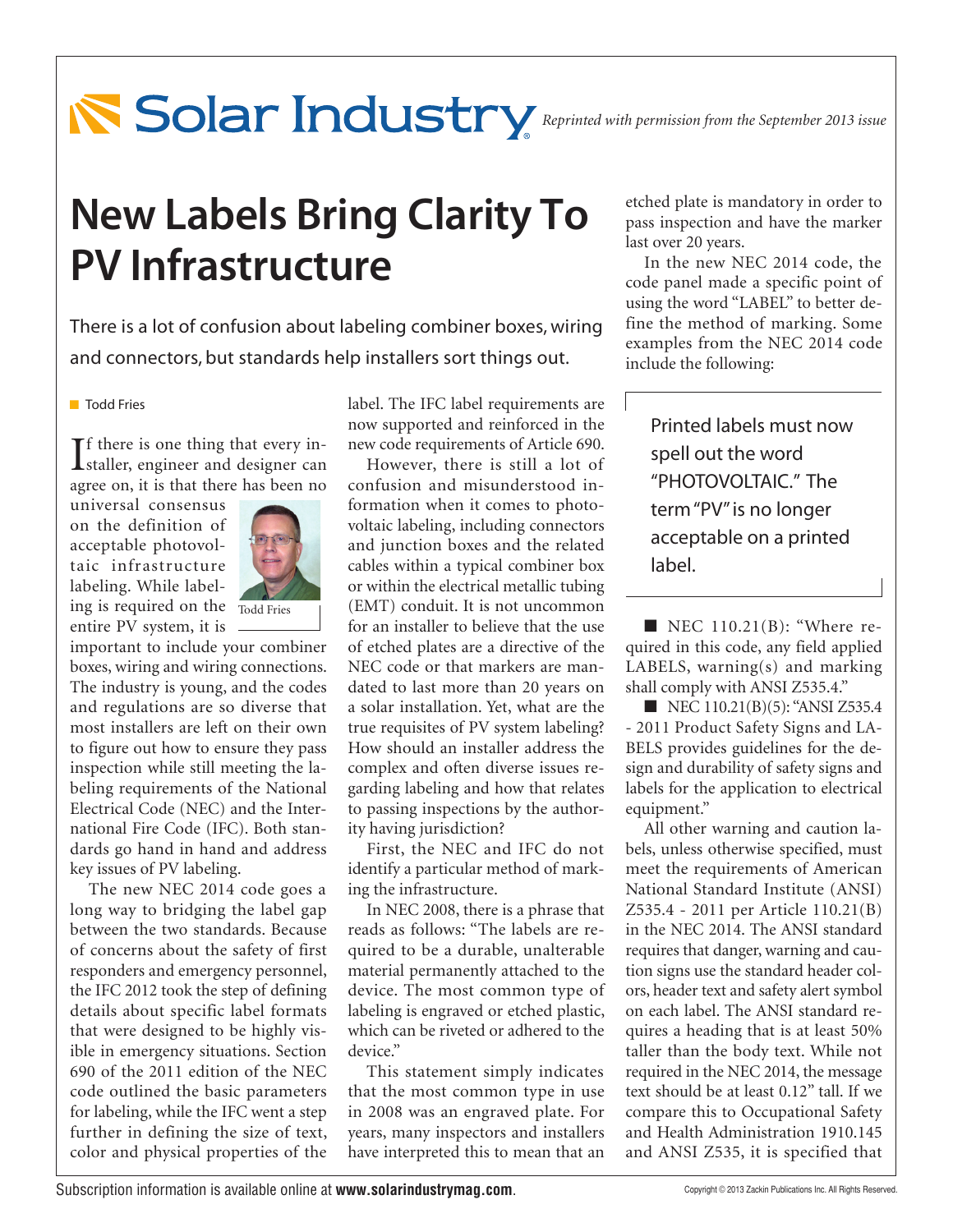# New Labels Bring Clarity To PV Infrastructure

There is a lot of confusion about labeling combiner boxes, wiring and connectors, but standards help installers sort things out.

Todd Fries

If there is one thing that every installer, engineer and designer can agree on, it is that there has been no universal consensus on the definition of acceptable photovoltaic infrastructure labeling. While labeling is required on the entire PV system, it is important to include your combiner boxes, wiring and wiring connections. The industry is young, and the codes and regulations are so diverse that most installers are left on their own to figure out how to ensure they pass inspection while still meeting the labeling requirements of the National Electrical Code (NEC) and the International Fire Code (IFC). Both standards go hand in hand and address key issues of PV labeling.

Todd Fries

The new NEC 2014 code goes a long way to bridging the label gap between the two standards. Because of concerns about the safety of first responders and emergency personnel, the IFC 2012 took the step of defining details about specific label formats that were designed to be highly visible in emergency situations. Section 690 of the 2011 edition of the NEC code outlined the basic parameters for labeling, while the IFC went a step further in defining the size of text, color and physical properties of the label. The IFC label requirements are now supported and reinforced in the new code requirements of Article 690.

However, there is still a lot of confusion and misunderstood information when it comes to photovoltaic labeling, including connectors and junction boxes and the related cables within a typical combiner box or within the electrical metallic tubing (EMT) conduit. It is not uncommon for an installer to believe that the use of etched plates are a directive of the NEC code or that markers are mandated to last more than 20 years on a solar installation. Yet, what are the true requisites of PV system labeling? How should an installer address the complex and often diverse issues regarding labeling and how that relates to passing inspections by the authority having jurisdiction?

First, the NEC and IFC do not identify a particular method of marking the infrastructure.

In NEC 2008, there is a phrase that reads as follows: "The labels are required to be a durable, unalterable material permanently attached to the device. The most common type of labeling is engraved or etched plastic, which can be riveted or adhered to the device."

This statement simply indicates that the most common type in use in 2008 was an engraved plate. For years, many inspectors and installers have interpreted this to mean that an etched plate is mandatory in order to pass inspection and have the marker last over 20 years.

In the new NEC 2014 code, the code panel made a specific point of using the word "LABEL" to better define the method of marking. Some examples from the NEC 2014 code include the following:

> Printed labels must now spell out the word "PHOTOVOLTAIC." The term "PV" is no longer acceptable on a printed label.

- NEC 110.21(B): "Where required in this code, any field applied LABELS, warning(s) and marking shall comply with ANSI Z535.4."
- NEC 110.21(B)(5): "ANSI Z535.4 - 2011 Product Safety Signs and LABELS provides guidelines for the design and durability of safety signs and labels for the application to electrical equipment."

All other warning and caution labels, unless otherwise specified, must meet the requirements of American National Standard Institute (ANSI) Z535.4 - 2011 per Article 110.21(B) in the NEC 2014. The ANSI standard requires that danger, warning and caution signs use the standard header colors, header text and safety alert symbol on each label. The ANSI standard requires a heading that is at least 50% taller than the body text. While not required in the NEC 2014, the message text should be at least 0.12" tall. If we compare this to Occupational Safety and Health Administration 1910.145 and ANSI Z535, it is specified that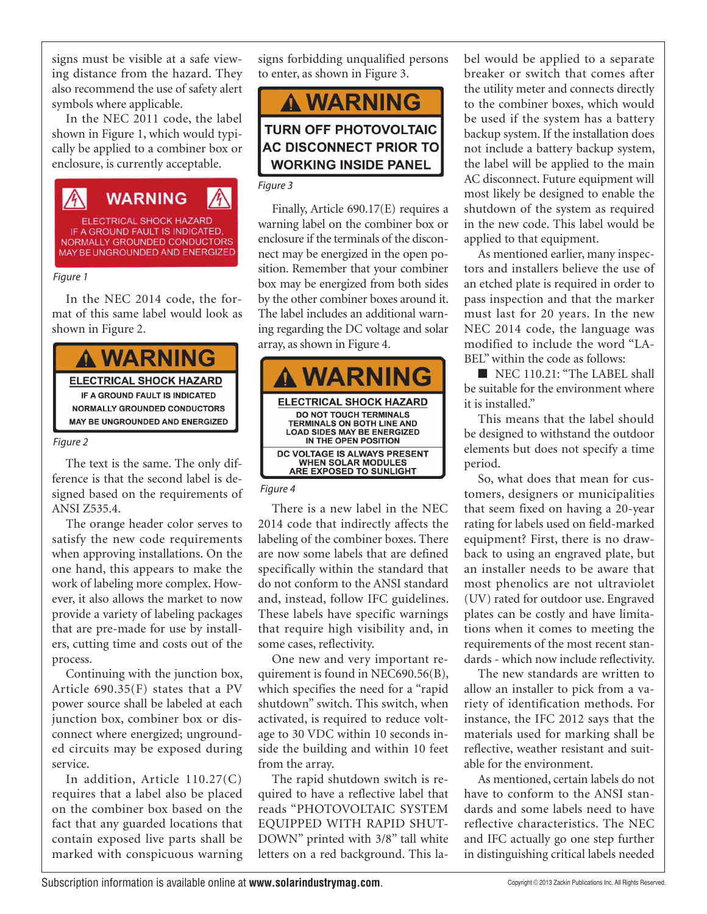signs must be visible at a safe viewing distance from the hazard. They also recommend the use of safety alert symbols where applicable.

In the NEC 2011 code, the label shown in Figure 1, which would typically be applied to a combiner box or enclosure, is currently acceptable.

WARNING

ELECTRICAL SHOCK HAZARD
IF A GROUND FAULT IS INDICATED, NORMALLY GROUNDED CONDUCTORS MAY BE UNGROUNDED AND ENERGIZED

*Figure 1*

In the NEC 2014 code, the format of this same label would look as shown in Figure 2.

WARNING

ELECTRICAL SHOCK HAZARD
IF A GROUND FAULT IS INDICATED
NORMALLY GROUNDED CONDUCTORS
MAY BE UNGROUNDED AND ENERGIZED

*Figure 2*

The text is the same. The only difference is that the second label is designed based on the requirements of ANSI Z535.4.

The orange header color serves to satisfy the new code requirements when approving installations. On the one hand, this appears to make the work of labeling more complex. However, it also allows the market to now provide a variety of labeling packages that are pre-made for use by installers, cutting time and costs out of the process.

Continuing with the junction box, Article 690.35(F) states that a PV power source shall be labeled at each junction box, combiner box or disconnect where energized; ungrounded circuits may be exposed during service.

In addition, Article 110.27(C) requires that a label also be placed on the combiner box based on the fact that any guarded locations that contain exposed live parts shall be marked with conspicuous warning signs forbidding unqualified persons to enter, as shown in Figure 3.

WARNING

TURN OFF PHOTOVOLTAIC AC DISCONNECT PRIOR TO WORKING INSIDE PANEL

*Figure 3*

Finally, Article 690.17(E) requires a warning label on the combiner box or enclosure if the terminals of the disconnect may be energized in the open position. Remember that your combiner box may be energized from both sides by the other combiner boxes around it. The label includes an additional warning regarding the DC voltage and solar array, as shown in Figure 4.

WARNING

ELECTRICAL SHOCK HAZARD
DO NOT TOUCH TERMINALS
TERMINALS ON BOTH LINE AND LOAD SIDES MAY BE ENERGIZED IN THE OPEN POSITION

DC VOLTAGE IS ALWAYS PRESENT WHEN SOLAR MODULES ARE EXPOSED TO SUNLIGHT

*Figure 4*

There is a new label in the NEC 2014 code that indirectly affects the labeling of the combiner boxes. There are now some labels that are defined specifically within the standard that do not conform to the ANSI standard and, instead, follow IFC guidelines. These labels have specific warnings that require high visibility and, in some cases, reflectivity.

One new and very important requirement is found in NEC690.56(B), which specifies the need for a "rapid shutdown" switch. This switch, when activated, is required to reduce voltage to 30 VDC within 10 seconds inside the building and within 10 feet from the array.

The rapid shutdown switch is required to have a reflective label that reads "PHOTOVOLTAIC SYSTEM EQUIPPED WITH RAPID SHUTDOWN" printed with 3/8" tall white letters on a red background. This label would be applied to a separate breaker or switch that comes after the utility meter and connects directly to the combiner boxes, which would be used if the system has a battery backup system. If the installation does not include a battery backup system, the label will be applied to the main AC disconnect. Future equipment will most likely be designed to enable the shutdown of the system as required in the new code. This label would be applied to that equipment.

As mentioned earlier, many inspectors and installers believe the use of an etched plate is required in order to pass inspection and that the marker must last for 20 years. In the new NEC 2014 code, the language was modified to include the word "LABEL" within the code as follows:

- NEC 110.21: "The LABEL shall be suitable for the environment where it is installed."

This means that the label should be designed to withstand the outdoor elements but does not specify a time period.

So, what does that mean for customers, designers or municipalities that seem fixed on having a 20-year rating for labels used on field-marked equipment? First, there is no drawback to using an engraved plate, but an installer needs to be aware that most phenolics are not ultraviolet (UV) rated for outdoor use. Engraved plates can be costly and have limitations when it comes to meeting the requirements of the most recent standards - which now include reflectivity.

The new standards are written to allow an installer to pick from a variety of identification methods. For instance, the IFC 2012 says that the materials used for marking shall be reflective, weather resistant and suitable for the environment.

As mentioned, certain labels do not have to conform to the ANSI standards and some labels need to have reflective characteristics. The NEC and IFC actually go one step further in distinguishing critical labels needed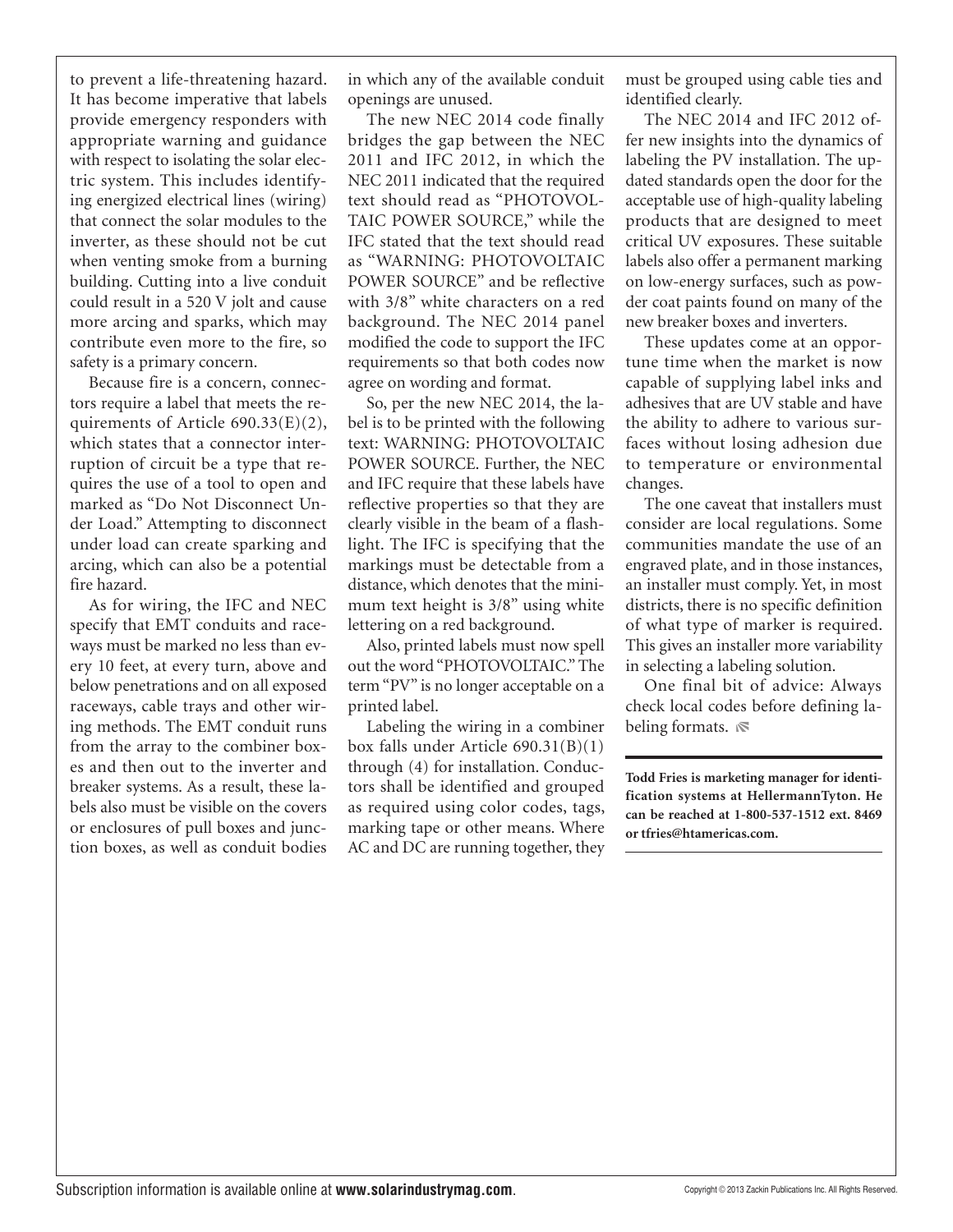to prevent a life-threatening hazard. It has become imperative that labels provide emergency responders with appropriate warning and guidance with respect to isolating the solar electric system. This includes identifying energized electrical lines (wiring) that connect the solar modules to the inverter, as these should not be cut when venting smoke from a burning building. Cutting into a live conduit could result in a 520 V jolt and cause more arcing and sparks, which may contribute even more to the fire, so safety is a primary concern.

Because fire is a concern, connectors require a label that meets the requirements of Article 690.33(E)(2), which states that a connector interruption of circuit be a type that requires the use of a tool to open and marked as "Do Not Disconnect Under Load." Attempting to disconnect under load can create sparking and arcing, which can also be a potential fire hazard.

As for wiring, the IFC and NEC specify that EMT conduits and raceways must be marked no less than every 10 feet, at every turn, above and below penetrations and on all exposed raceways, cable trays and other wiring methods. The EMT conduit runs from the array to the combiner boxes and then out to the inverter and breaker systems. As a result, these labels also must be visible on the covers or enclosures of pull boxes and junction boxes, as well as conduit bodies in which any of the available conduit openings are unused.

The new NEC 2014 code finally bridges the gap between the NEC 2011 and IFC 2012, in which the NEC 2011 indicated that the required text should read as "PHOTOVOLTAIC POWER SOURCE," while the IFC stated that the text should read as "WARNING: PHOTOVOLTAIC POWER SOURCE" and be reflective with 3/8" white characters on a red background. The NEC 2014 panel modified the code to support the IFC requirements so that both codes now agree on wording and format.

So, per the new NEC 2014, the label is to be printed with the following text: WARNING: PHOTOVOLTAIC POWER SOURCE. Further, the NEC and IFC require that these labels have reflective properties so that they are clearly visible in the beam of a flashlight. The IFC is specifying that the markings must be detectable from a distance, which denotes that the minimum text height is 3/8" using white lettering on a red background.

Also, printed labels must now spell out the word "PHOTOVOLTAIC." The term "PV" is no longer acceptable on a printed label.

Labeling the wiring in a combiner box falls under Article 690.31(B)(1) through (4) for installation. Conductors shall be identified and grouped as required using color codes, tags, marking tape or other means. Where AC and DC are running together, they must be grouped using cable ties and identified clearly.

The NEC 2014 and IFC 2012 offer new insights into the dynamics of labeling the PV installation. The updated standards open the door for the acceptable use of high-quality labeling products that are designed to meet critical UV exposures. These suitable labels also offer a permanent marking on low-energy surfaces, such as powder coat paints found on many of the new breaker boxes and inverters.

These updates come at an opportune time when the market is now capable of supplying label inks and adhesives that are UV stable and have the ability to adhere to various surfaces without losing adhesion due to temperature or environmental changes.

The one caveat that installers must consider are local regulations. Some communities mandate the use of an engraved plate, and in those instances, an installer must comply. Yet, in most districts, there is no specific definition of what type of marker is required. This gives an installer more variability in selecting a labeling solution.

One final bit of advice: Always check local codes before defining labeling formats.

**Todd Fries is marketing manager for identification systems at HellermannTyton. He can be reached at 1-800-537-1512 ext. 8469 or tfries@htamericas.com.**

Subscription information is available online at **www.solarindustrymag.com**.

Copyright © 2013 Zackin Publications Inc. All Rights Reserved.